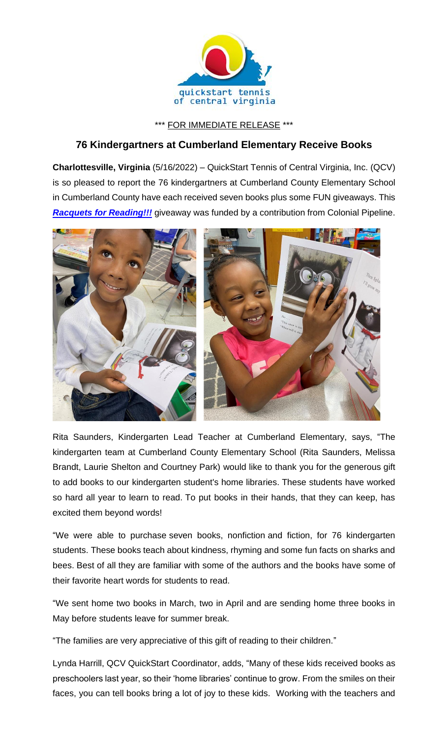quickstart tennis of central virginia

\*\*\* FOR IMMEDIATE RELEASE \*\*\*

## 76 Kindergartners at Cumberland Elementary Receive Books

**Charlottesville, Virginia** (5/16/2022) – QuickStart Tennis of Central Virginia, Inc. (QCV) is so pleased to report the 76 kindergartners at Cumberland County Elementary School in Cumberland County have each received seven books plus some FUN giveaways. This ***Racquets for Reading!!!*** giveaway was funded by a contribution from Colonial Pipeline.

Rita Saunders, Kindergarten Lead Teacher at Cumberland Elementary, says, "The kindergarten team at Cumberland County Elementary School (Rita Saunders, Melissa Brandt, Laurie Shelton and Courtney Park) would like to thank you for the generous gift to add books to our kindergarten student's home libraries. These students have worked so hard all year to learn to read. To put books in their hands, that they can keep, has excited them beyond words!

"We were able to purchase seven books, nonfiction and fiction, for 76 kindergarten students. These books teach about kindness, rhyming and some fun facts on sharks and bees. Best of all they are familiar with some of the authors and the books have some of their favorite heart words for students to read.

"We sent home two books in March, two in April and are sending home three books in May before students leave for summer break.

"The families are very appreciative of this gift of reading to their children."

Lynda Harrill, QCV QuickStart Coordinator, adds, "Many of these kids received books as preschoolers last year, so their 'home libraries' continue to grow. From the smiles on their faces, you can tell books bring a lot of joy to these kids. Working with the teachers and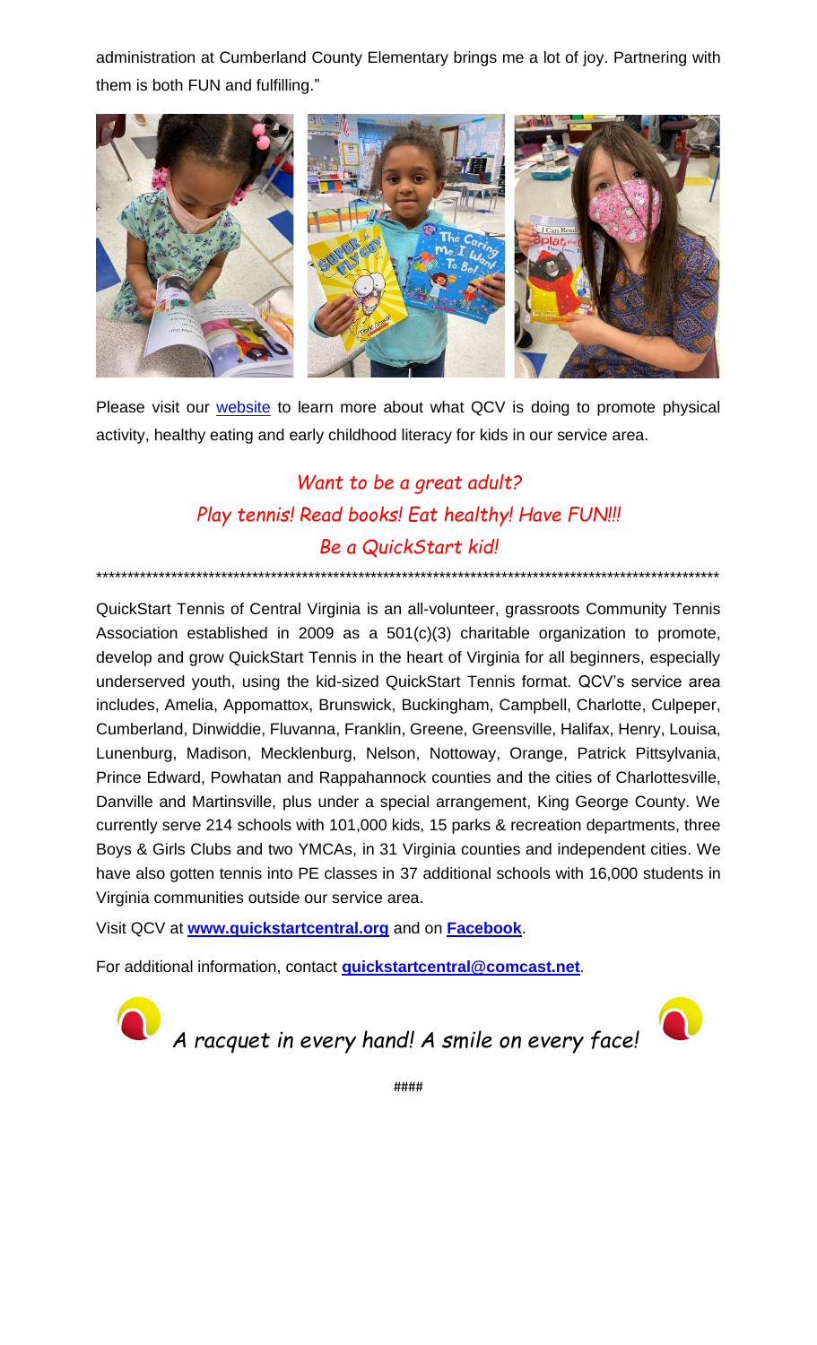administration at Cumberland County Elementary brings me a lot of joy. Partnering with them is both FUN and fulfilling."

Please visit our website to learn more about what QCV is doing to promote physical activity, healthy eating and early childhood literacy for kids in our service area.

*Want to be a great adult?*
*Play tennis! Read books! Eat healthy! Have FUN!!!*
*Be a QuickStart kid!*

**********************************************************************************************************

QuickStart Tennis of Central Virginia is an all-volunteer, grassroots Community Tennis Association established in 2009 as a 501(c)(3) charitable organization to promote, develop and grow QuickStart Tennis in the heart of Virginia for all beginners, especially underserved youth, using the kid-sized QuickStart Tennis format. QCV's service area includes, Amelia, Appomattox, Brunswick, Buckingham, Campbell, Charlotte, Culpeper, Cumberland, Dinwiddie, Fluvanna, Franklin, Greene, Greensville, Halifax, Henry, Louisa, Lunenburg, Madison, Mecklenburg, Nelson, Nottoway, Orange, Patrick Pittsylvania, Prince Edward, Powhatan and Rappahannock counties and the cities of Charlottesville, Danville and Martinsville, plus under a special arrangement, King George County. We currently serve 214 schools with 101,000 kids, 15 parks & recreation departments, three Boys & Girls Clubs and two YMCAs, in 31 Virginia counties and independent cities. We have also gotten tennis into PE classes in 37 additional schools with 16,000 students in Virginia communities outside our service area.

Visit QCV at **www.quickstartcentral.org** and on **Facebook**.

For additional information, contact **quickstartcentral@comcast.net**.

*A racquet in every hand! A smile on every face!*

####